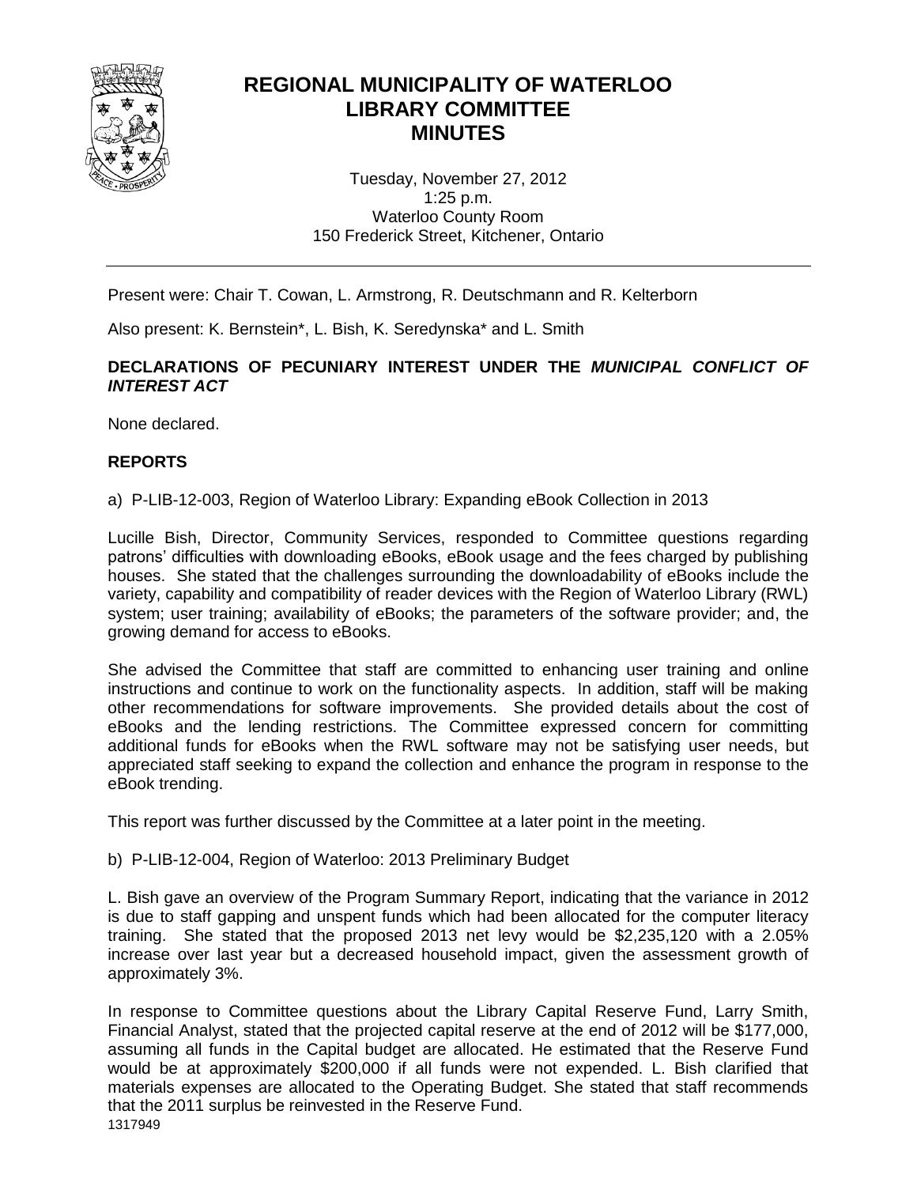# REGIONAL MUNICIPALITY OF WATERLOO
# LIBRARY COMMITTEE
# MINUTES

Tuesday, November 27, 2012
1:25 p.m.
Waterloo County Room
150 Frederick Street, Kitchener, Ontario

---

Present were: Chair T. Cowan, L. Armstrong, R. Deutschmann and R. Kelterborn

Also present: K. Bernstein*, L. Bish, K. Seredynska* and L. Smith

**DECLARATIONS OF PECUNIARY INTEREST UNDER THE *MUNICIPAL CONFLICT OF INTEREST ACT***

None declared.

**REPORTS**

a) P-LIB-12-003, Region of Waterloo Library: Expanding eBook Collection in 2013

Lucille Bish, Director, Community Services, responded to Committee questions regarding patrons' difficulties with downloading eBooks, eBook usage and the fees charged by publishing houses. She stated that the challenges surrounding the downloadability of eBooks include the variety, capability and compatibility of reader devices with the Region of Waterloo Library (RWL) system; user training; availability of eBooks; the parameters of the software provider; and, the growing demand for access to eBooks.

She advised the Committee that staff are committed to enhancing user training and online instructions and continue to work on the functionality aspects. In addition, staff will be making other recommendations for software improvements. She provided details about the cost of eBooks and the lending restrictions. The Committee expressed concern for committing additional funds for eBooks when the RWL software may not be satisfying user needs, but appreciated staff seeking to expand the collection and enhance the program in response to the eBook trending.

This report was further discussed by the Committee at a later point in the meeting.

b) P-LIB-12-004, Region of Waterloo: 2013 Preliminary Budget

L. Bish gave an overview of the Program Summary Report, indicating that the variance in 2012 is due to staff gapping and unspent funds which had been allocated for the computer literacy training. She stated that the proposed 2013 net levy would be $2,235,120 with a 2.05% increase over last year but a decreased household impact, given the assessment growth of approximately 3%.

In response to Committee questions about the Library Capital Reserve Fund, Larry Smith, Financial Analyst, stated that the projected capital reserve at the end of 2012 will be $177,000, assuming all funds in the Capital budget are allocated. He estimated that the Reserve Fund would be at approximately $200,000 if all funds were not expended. L. Bish clarified that materials expenses are allocated to the Operating Budget. She stated that staff recommends that the 2011 surplus be reinvested in the Reserve Fund.

1317949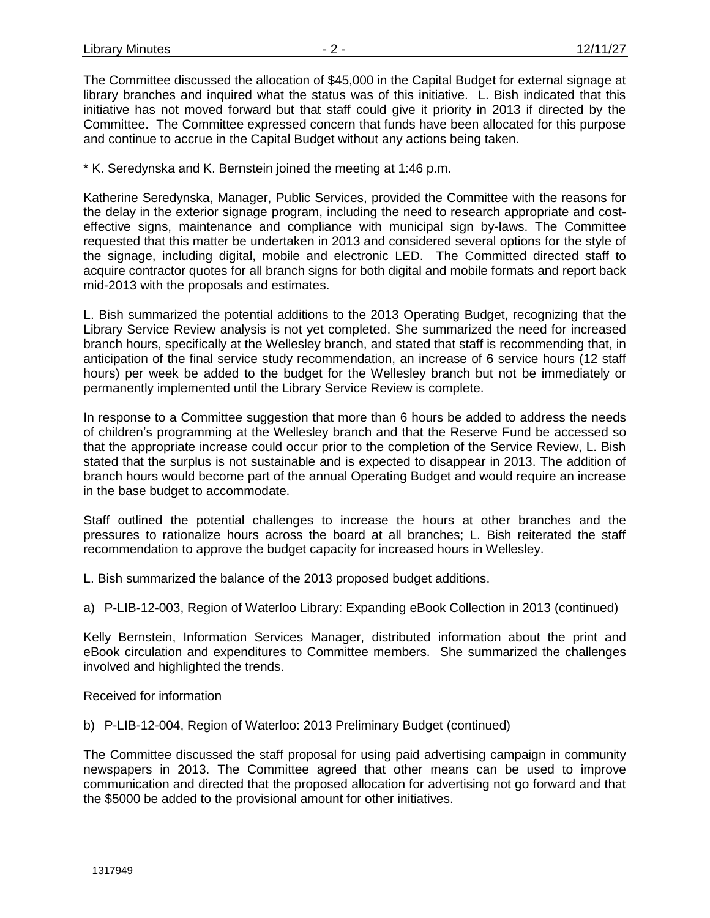The Committee discussed the allocation of $45,000 in the Capital Budget for external signage at library branches and inquired what the status was of this initiative. L. Bish indicated that this initiative has not moved forward but that staff could give it priority in 2013 if directed by the Committee. The Committee expressed concern that funds have been allocated for this purpose and continue to accrue in the Capital Budget without any actions being taken.

* K. Seredynska and K. Bernstein joined the meeting at 1:46 p.m.

Katherine Seredynska, Manager, Public Services, provided the Committee with the reasons for the delay in the exterior signage program, including the need to research appropriate and cost-effective signs, maintenance and compliance with municipal sign by-laws. The Committee requested that this matter be undertaken in 2013 and considered several options for the style of the signage, including digital, mobile and electronic LED. The Committed directed staff to acquire contractor quotes for all branch signs for both digital and mobile formats and report back mid-2013 with the proposals and estimates.

L. Bish summarized the potential additions to the 2013 Operating Budget, recognizing that the Library Service Review analysis is not yet completed. She summarized the need for increased branch hours, specifically at the Wellesley branch, and stated that staff is recommending that, in anticipation of the final service study recommendation, an increase of 6 service hours (12 staff hours) per week be added to the budget for the Wellesley branch but not be immediately or permanently implemented until the Library Service Review is complete.

In response to a Committee suggestion that more than 6 hours be added to address the needs of children's programming at the Wellesley branch and that the Reserve Fund be accessed so that the appropriate increase could occur prior to the completion of the Service Review, L. Bish stated that the surplus is not sustainable and is expected to disappear in 2013. The addition of branch hours would become part of the annual Operating Budget and would require an increase in the base budget to accommodate.

Staff outlined the potential challenges to increase the hours at other branches and the pressures to rationalize hours across the board at all branches; L. Bish reiterated the staff recommendation to approve the budget capacity for increased hours in Wellesley.

L. Bish summarized the balance of the 2013 proposed budget additions.

a) P-LIB-12-003, Region of Waterloo Library: Expanding eBook Collection in 2013 (continued)

Kelly Bernstein, Information Services Manager, distributed information about the print and eBook circulation and expenditures to Committee members. She summarized the challenges involved and highlighted the trends.

Received for information

b) P-LIB-12-004, Region of Waterloo: 2013 Preliminary Budget (continued)

The Committee discussed the staff proposal for using paid advertising campaign in community newspapers in 2013. The Committee agreed that other means can be used to improve communication and directed that the proposed allocation for advertising not go forward and that the $5000 be added to the provisional amount for other initiatives.

1317949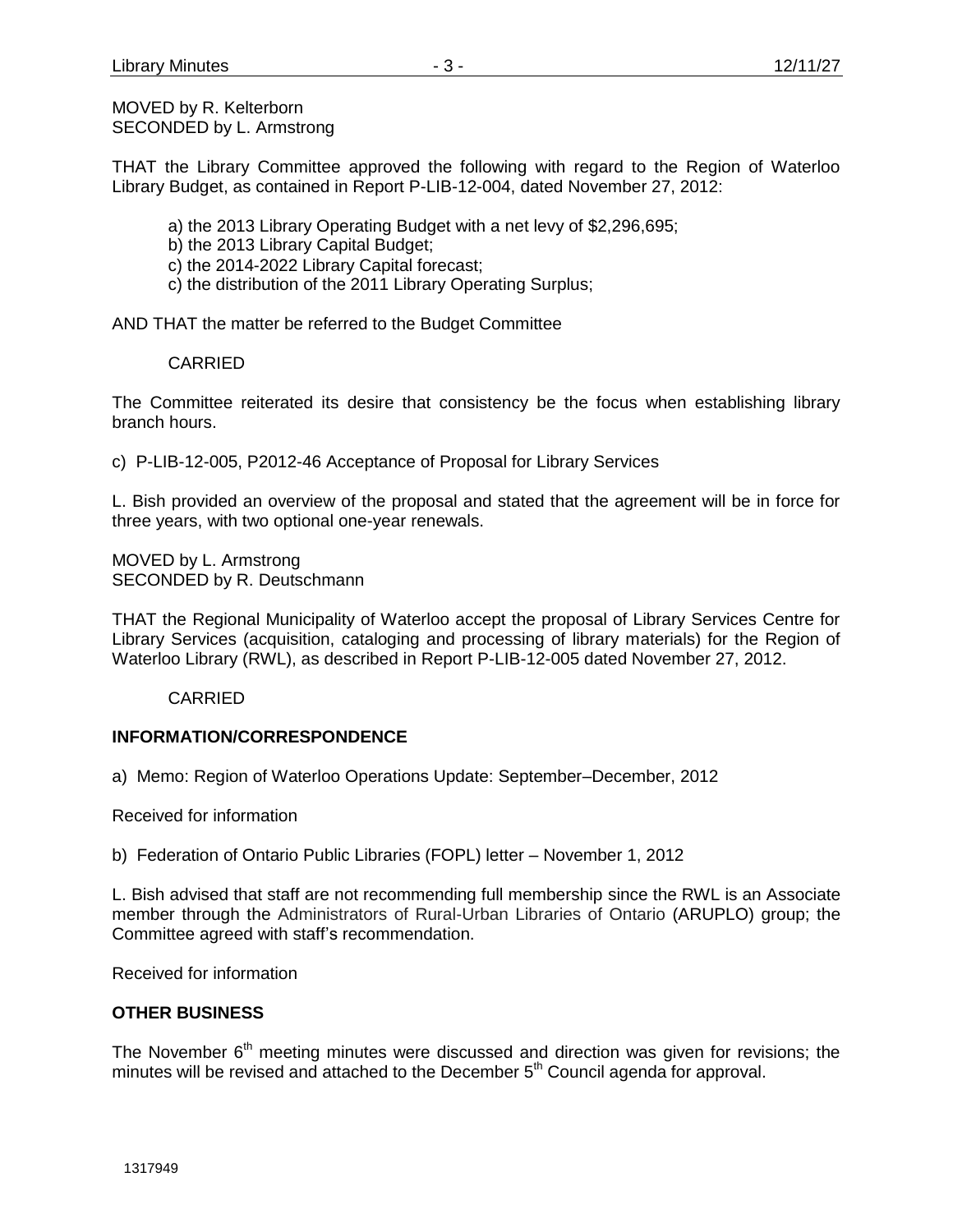MOVED by R. Kelterborn
SECONDED by L. Armstrong

THAT the Library Committee approved the following with regard to the Region of Waterloo Library Budget, as contained in Report P-LIB-12-004, dated November 27, 2012:

a) the 2013 Library Operating Budget with a net levy of $2,296,695;
b) the 2013 Library Capital Budget;
c) the 2014-2022 Library Capital forecast;
c) the distribution of the 2011 Library Operating Surplus;

AND THAT the matter be referred to the Budget Committee

CARRIED

The Committee reiterated its desire that consistency be the focus when establishing library branch hours.

c) P-LIB-12-005, P2012-46 Acceptance of Proposal for Library Services

L. Bish provided an overview of the proposal and stated that the agreement will be in force for three years, with two optional one-year renewals.

MOVED by L. Armstrong
SECONDED by R. Deutschmann

THAT the Regional Municipality of Waterloo accept the proposal of Library Services Centre for Library Services (acquisition, cataloging and processing of library materials) for the Region of Waterloo Library (RWL), as described in Report P-LIB-12-005 dated November 27, 2012.

CARRIED

**INFORMATION/CORRESPONDENCE**

a) Memo: Region of Waterloo Operations Update: September–December, 2012

Received for information

b) Federation of Ontario Public Libraries (FOPL) letter – November 1, 2012

L. Bish advised that staff are not recommending full membership since the RWL is an Associate member through the Administrators of Rural-Urban Libraries of Ontario (ARUPLO) group; the Committee agreed with staff's recommendation.

Received for information

**OTHER BUSINESS**

The November 6th meeting minutes were discussed and direction was given for revisions; the minutes will be revised and attached to the December 5th Council agenda for approval.

1317949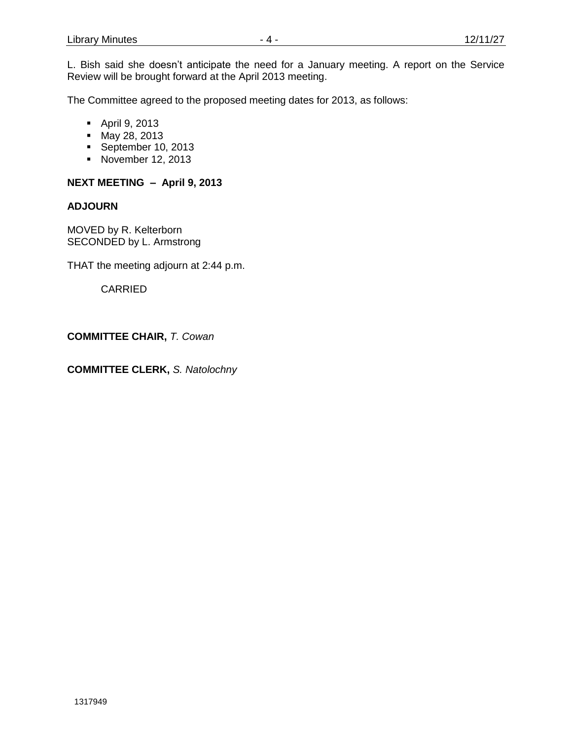L. Bish said she doesn’t anticipate the need for a January meeting. A report on the Service Review will be brought forward at the April 2013 meeting.

The Committee agreed to the proposed meeting dates for 2013, as follows:

- April 9, 2013
- May 28, 2013
- September 10, 2013
- November 12, 2013

**NEXT MEETING – April 9, 2013**

**ADJOURN**

MOVED by R. Kelterborn
SECONDED by L. Armstrong

THAT the meeting adjourn at 2:44 p.m.

CARRIED

**COMMITTEE CHAIR,** *T. Cowan*

**COMMITTEE CLERK,** *S. Natolochny*

1317949